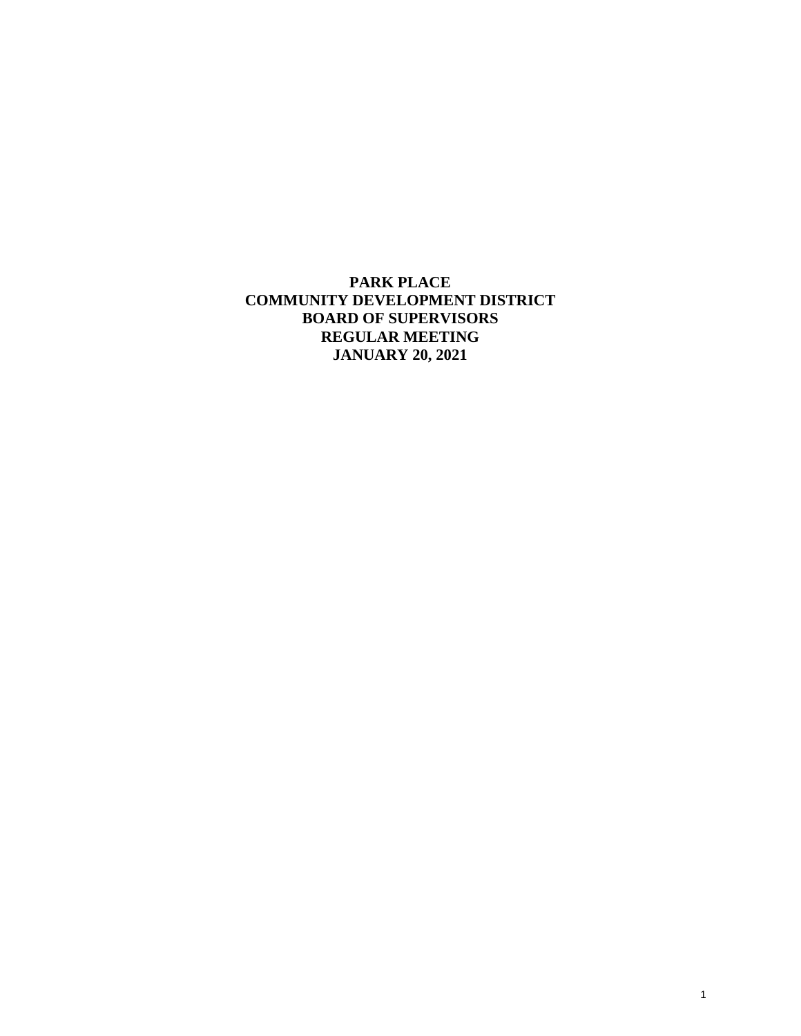**PARK PLACE**
**COMMUNITY DEVELOPMENT DISTRICT**
**BOARD OF SUPERVISORS**
**REGULAR MEETING**
**JANUARY 20, 2021**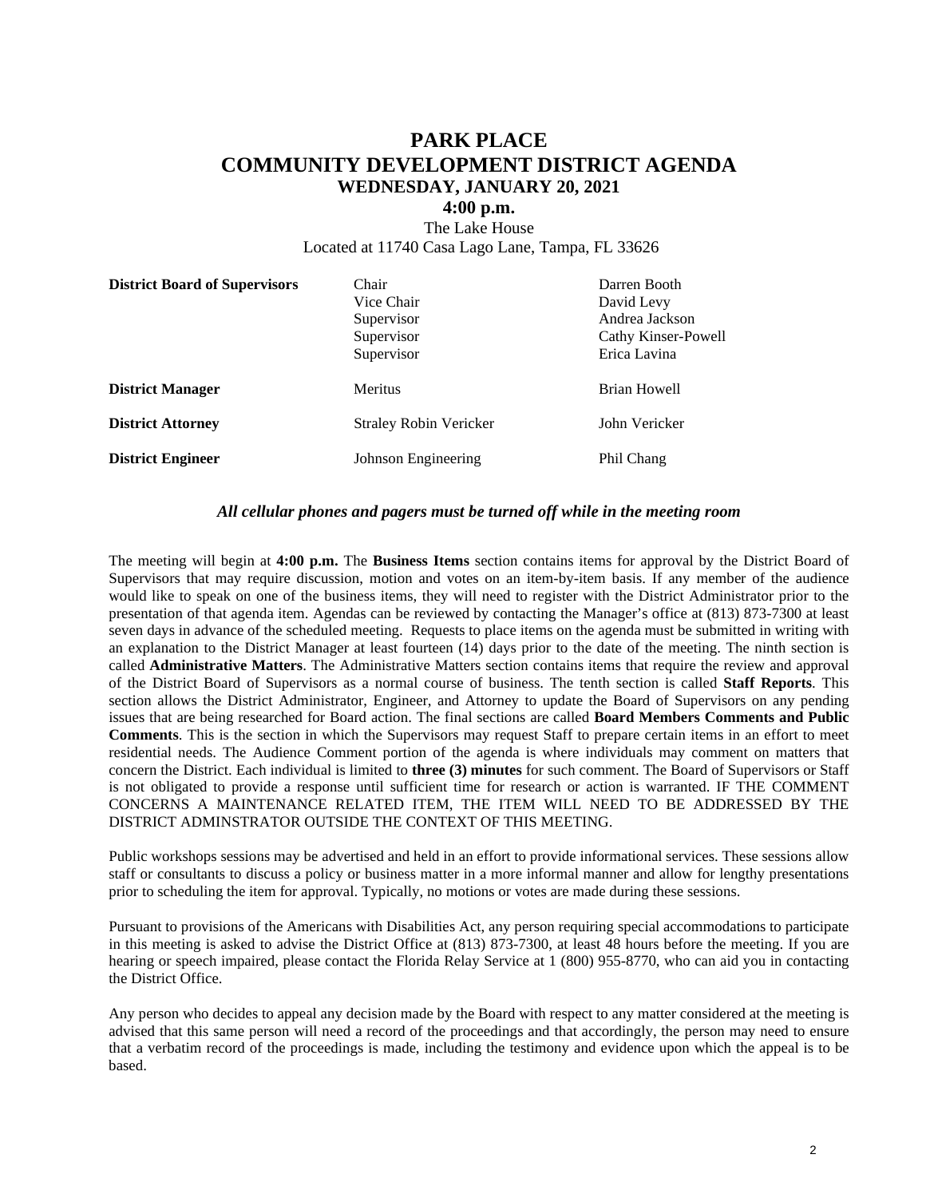# PARK PLACE
# COMMUNITY DEVELOPMENT DISTRICT AGENDA
### WEDNESDAY, JANUARY 20, 2021
### 4:00 p.m.

The Lake House
Located at 11740 Casa Lago Lane, Tampa, FL 33626

| | | |
|---|---|---|
| **District Board of Supervisors** | Chair | Darren Booth |
| | Vice Chair | David Levy |
| | Supervisor | Andrea Jackson |
| | Supervisor | Cathy Kinser-Powell |
| | Supervisor | Erica Lavina |
| **District Manager** | Meritus | Brian Howell |
| **District Attorney** | Straley Robin Vericker | John Vericker |
| **District Engineer** | Johnson Engineering | Phil Chang |

***All cellular phones and pagers must be turned off while in the meeting room***

The meeting will begin at **4:00 p.m.** The **Business Items** section contains items for approval by the District Board of Supervisors that may require discussion, motion and votes on an item-by-item basis. If any member of the audience would like to speak on one of the business items, they will need to register with the District Administrator prior to the presentation of that agenda item. Agendas can be reviewed by contacting the Manager's office at (813) 873-7300 at least seven days in advance of the scheduled meeting. Requests to place items on the agenda must be submitted in writing with an explanation to the District Manager at least fourteen (14) days prior to the date of the meeting. The ninth section is called **Administrative Matters**. The Administrative Matters section contains items that require the review and approval of the District Board of Supervisors as a normal course of business. The tenth section is called **Staff Reports**. This section allows the District Administrator, Engineer, and Attorney to update the Board of Supervisors on any pending issues that are being researched for Board action. The final sections are called **Board Members Comments and Public Comments**. This is the section in which the Supervisors may request Staff to prepare certain items in an effort to meet residential needs. The Audience Comment portion of the agenda is where individuals may comment on matters that concern the District. Each individual is limited to **three (3) minutes** for such comment. The Board of Supervisors or Staff is not obligated to provide a response until sufficient time for research or action is warranted. IF THE COMMENT CONCERNS A MAINTENANCE RELATED ITEM, THE ITEM WILL NEED TO BE ADDRESSED BY THE DISTRICT ADMINSTRATOR OUTSIDE THE CONTEXT OF THIS MEETING.

Public workshops sessions may be advertised and held in an effort to provide informational services. These sessions allow staff or consultants to discuss a policy or business matter in a more informal manner and allow for lengthy presentations prior to scheduling the item for approval. Typically, no motions or votes are made during these sessions.

Pursuant to provisions of the Americans with Disabilities Act, any person requiring special accommodations to participate in this meeting is asked to advise the District Office at (813) 873-7300, at least 48 hours before the meeting. If you are hearing or speech impaired, please contact the Florida Relay Service at 1 (800) 955-8770, who can aid you in contacting the District Office.

Any person who decides to appeal any decision made by the Board with respect to any matter considered at the meeting is advised that this same person will need a record of the proceedings and that accordingly, the person may need to ensure that a verbatim record of the proceedings is made, including the testimony and evidence upon which the appeal is to be based.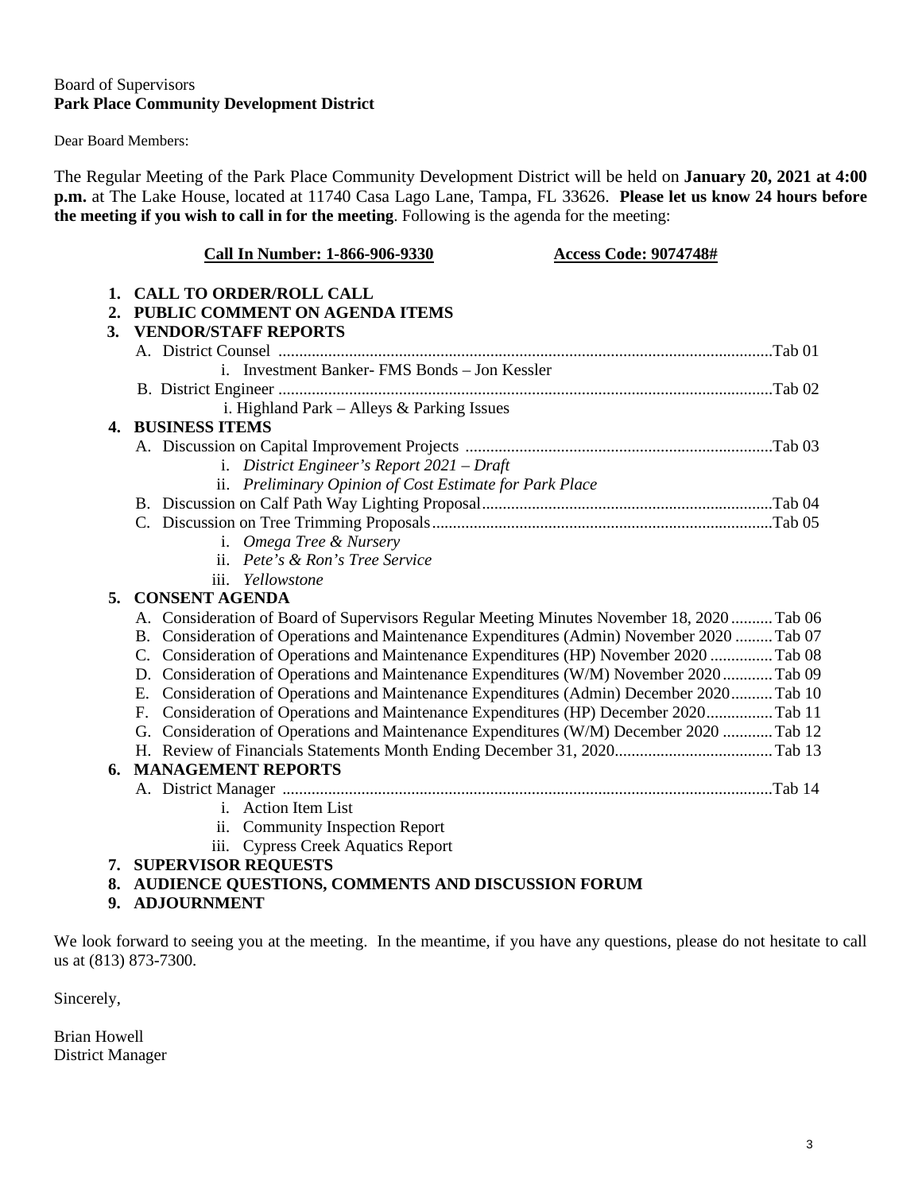Board of Supervisors
**Park Place Community Development District**

Dear Board Members:

The Regular Meeting of the Park Place Community Development District will be held on **January 20, 2021 at 4:00 p.m.** at The Lake House, located at 11740 Casa Lago Lane, Tampa, FL 33626. **Please let us know 24 hours before the meeting if you wish to call in for the meeting**. Following is the agenda for the meeting:

**Call In Number: 1-866-906-9330** **Access Code: 9074748#**

1. **CALL TO ORDER/ROLL CALL**
2. **PUBLIC COMMENT ON AGENDA ITEMS**
3. **VENDOR/STAFF REPORTS**
   - A. District Counsel ....................................................................................................................Tab 01
     - i. Investment Banker- FMS Bonds – Jon Kessler
   - B. District Engineer ....................................................................................................................Tab 02
     - i. Highland Park – Alleys & Parking Issues
4. **BUSINESS ITEMS**
   - A. Discussion on Capital Improvement Projects .........................................................................Tab 03
     - i. *District Engineer's Report 2021 – Draft*
     - ii. *Preliminary Opinion of Cost Estimate for Park Place*
   - B. Discussion on Calf Path Way Lighting Proposal.....................................................................Tab 04
   - C. Discussion on Tree Trimming Proposals................................................................................Tab 05
     - i. *Omega Tree & Nursery*
     - ii. *Pete's & Ron's Tree Service*
     - iii. *Yellowstone*
5. **CONSENT AGENDA**
   - A. Consideration of Board of Supervisors Regular Meeting Minutes November 18, 2020 ..........Tab 06
   - B. Consideration of Operations and Maintenance Expenditures (Admin) November 2020 .........Tab 07
   - C. Consideration of Operations and Maintenance Expenditures (HP) November 2020 ...............Tab 08
   - D. Consideration of Operations and Maintenance Expenditures (W/M) November 2020............Tab 09
   - E. Consideration of Operations and Maintenance Expenditures (Admin) December 2020..........Tab 10
   - F. Consideration of Operations and Maintenance Expenditures (HP) December 2020................Tab 11
   - G. Consideration of Operations and Maintenance Expenditures (W/M) December 2020 ............Tab 12
   - H. Review of Financials Statements Month Ending December 31, 2020......................................Tab 13
6. **MANAGEMENT REPORTS**
   - A. District Manager ....................................................................................................................Tab 14
     - i. Action Item List
     - ii. Community Inspection Report
     - iii. Cypress Creek Aquatics Report
7. **SUPERVISOR REQUESTS**
8. **AUDIENCE QUESTIONS, COMMENTS AND DISCUSSION FORUM**
9. **ADJOURNMENT**

We look forward to seeing you at the meeting. In the meantime, if you have any questions, please do not hesitate to call us at (813) 873-7300.

Sincerely,

Brian Howell
District Manager